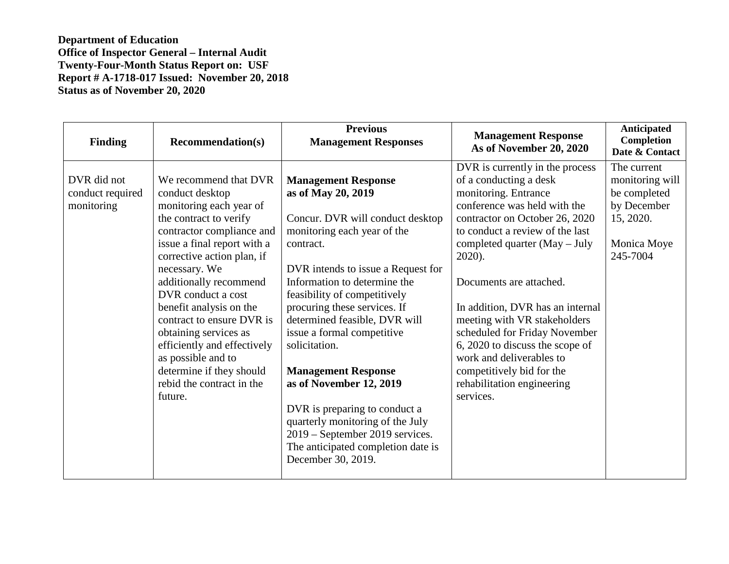**Department of Education**
**Office of Inspector General – Internal Audit**
**Twenty-Four-Month Status Report on: USF**
**Report # A-1718-017 Issued: November 20, 2018**
**Status as of November 20, 2020**

| Finding | Recommendation(s) | Previous Management Responses | Management Response As of November 20, 2020 | Anticipated Completion Date & Contact |
|---|---|---|---|---|
| DVR did not conduct required monitoring | We recommend that DVR conduct desktop monitoring each year of the contract to verify contractor compliance and issue a final report with a corrective action plan, if necessary. We additionally recommend DVR conduct a cost benefit analysis on the contract to ensure DVR is obtaining services as efficiently and effectively as possible and to determine if they should rebid the contract in the future. | **Management Response as of May 20, 2019**<br><br>Concur. DVR will conduct desktop monitoring each year of the contract.<br><br>DVR intends to issue a Request for Information to determine the feasibility of competitively procuring these services. If determined feasible, DVR will issue a formal competitive solicitation.<br><br>**Management Response as of November 12, 2019**<br><br>DVR is preparing to conduct a quarterly monitoring of the July 2019 – September 2019 services. The anticipated completion date is December 30, 2019. | DVR is currently in the process of a conducting a desk monitoring. Entrance conference was held with the contractor on October 26, 2020 to conduct a review of the last completed quarter (May – July 2020).<br><br>Documents are attached.<br><br>In addition, DVR has an internal meeting with VR stakeholders scheduled for Friday November 6, 2020 to discuss the scope of work and deliverables to competitively bid for the rehabilitation engineering services. | The current monitoring will be completed by December 15, 2020.<br><br>Monica Moye 245-7004 |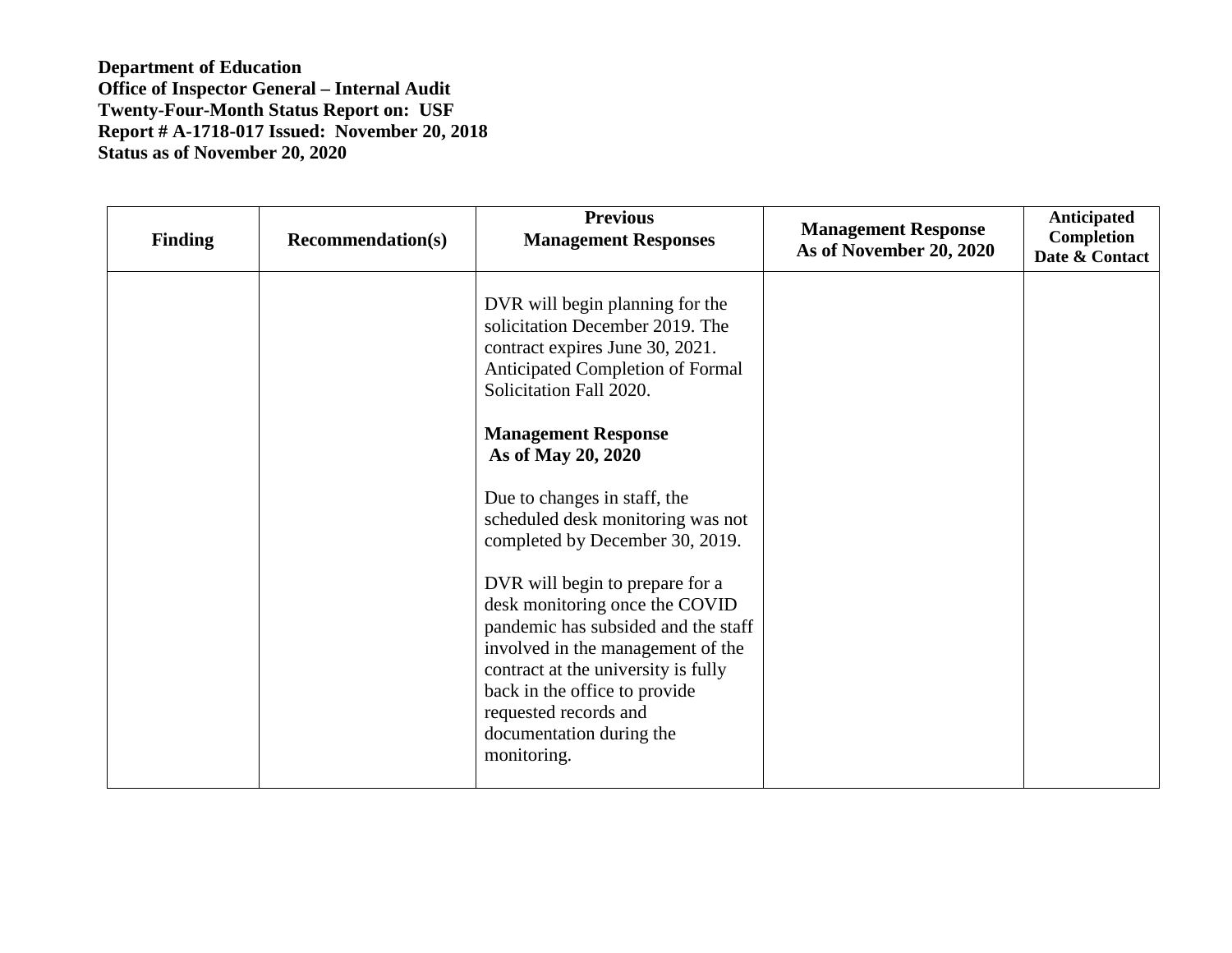**Department of Education**
**Office of Inspector General – Internal Audit**
**Twenty-Four-Month Status Report on: USF**
**Report # A-1718-017 Issued: November 20, 2018**
**Status as of November 20, 2020**

| Finding | Recommendation(s) | Previous Management Responses | Management Response As of November 20, 2020 | Anticipated Completion Date & Contact |
|---|---|---|---|---|
| | | DVR will begin planning for the solicitation December 2019. The contract expires June 30, 2021. Anticipated Completion of Formal Solicitation Fall 2020.<br><br>**Management Response As of May 20, 2020**<br><br>Due to changes in staff, the scheduled desk monitoring was not completed by December 30, 2019.<br><br>DVR will begin to prepare for a desk monitoring once the COVID pandemic has subsided and the staff involved in the management of the contract at the university is fully back in the office to provide requested records and documentation during the monitoring. | | |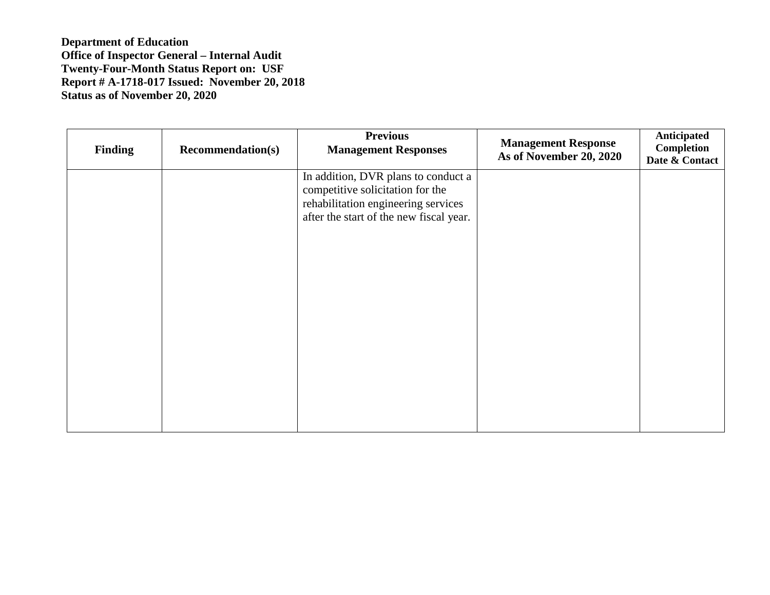**Department of Education**
**Office of Inspector General – Internal Audit**
**Twenty-Four-Month Status Report on: USF**
**Report # A-1718-017 Issued: November 20, 2018**
**Status as of November 20, 2020**

| Finding | Recommendation(s) | Previous Management Responses | Management Response As of November 20, 2020 | Anticipated Completion Date & Contact |
|---|---|---|---|---|
| | | In addition, DVR plans to conduct a competitive solicitation for the rehabilitation engineering services after the start of the new fiscal year. | | |